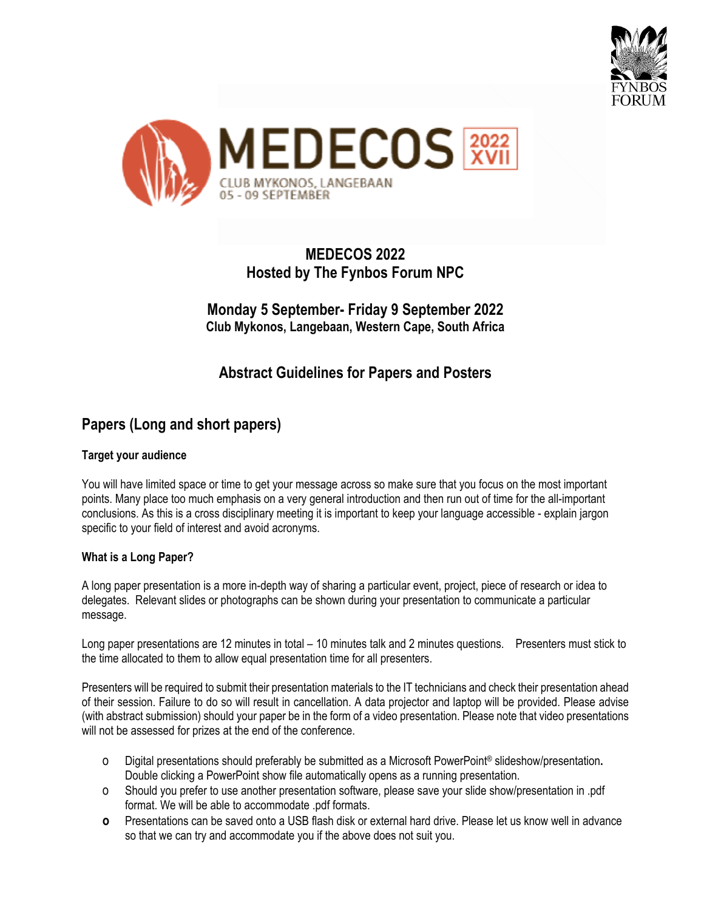FYNBOS FORUM

MEDECOS 2022 XVII

CLUB MYKONOS, LANGEBAAN
05 - 09 SEPTEMBER

# MEDECOS 2022
# Hosted by The Fynbos Forum NPC

## Monday 5 September- Friday 9 September 2022
**Club Mykonos, Langebaan, Western Cape, South Africa**

## Abstract Guidelines for Papers and Posters

## Papers (Long and short papers)

### Target your audience

You will have limited space or time to get your message across so make sure that you focus on the most important points. Many place too much emphasis on a very general introduction and then run out of time for the all-important conclusions. As this is a cross disciplinary meeting it is important to keep your language accessible - explain jargon specific to your field of interest and avoid acronyms.

### What is a Long Paper?

A long paper presentation is a more in-depth way of sharing a particular event, project, piece of research or idea to delegates. Relevant slides or photographs can be shown during your presentation to communicate a particular message.

Long paper presentations are 12 minutes in total – 10 minutes talk and 2 minutes questions. Presenters must stick to the time allocated to them to allow equal presentation time for all presenters.

Presenters will be required to submit their presentation materials to the IT technicians and check their presentation ahead of their session. Failure to do so will result in cancellation. A data projector and laptop will be provided. Please advise (with abstract submission) should your paper be in the form of a video presentation. Please note that video presentations will not be assessed for prizes at the end of the conference.

- Digital presentations should preferably be submitted as a Microsoft PowerPoint® slideshow/presentation**.** Double clicking a PowerPoint show file automatically opens as a running presentation.
- Should you prefer to use another presentation software, please save your slide show/presentation in .pdf format. We will be able to accommodate .pdf formats.
- Presentations can be saved onto a USB flash disk or external hard drive. Please let us know well in advance so that we can try and accommodate you if the above does not suit you.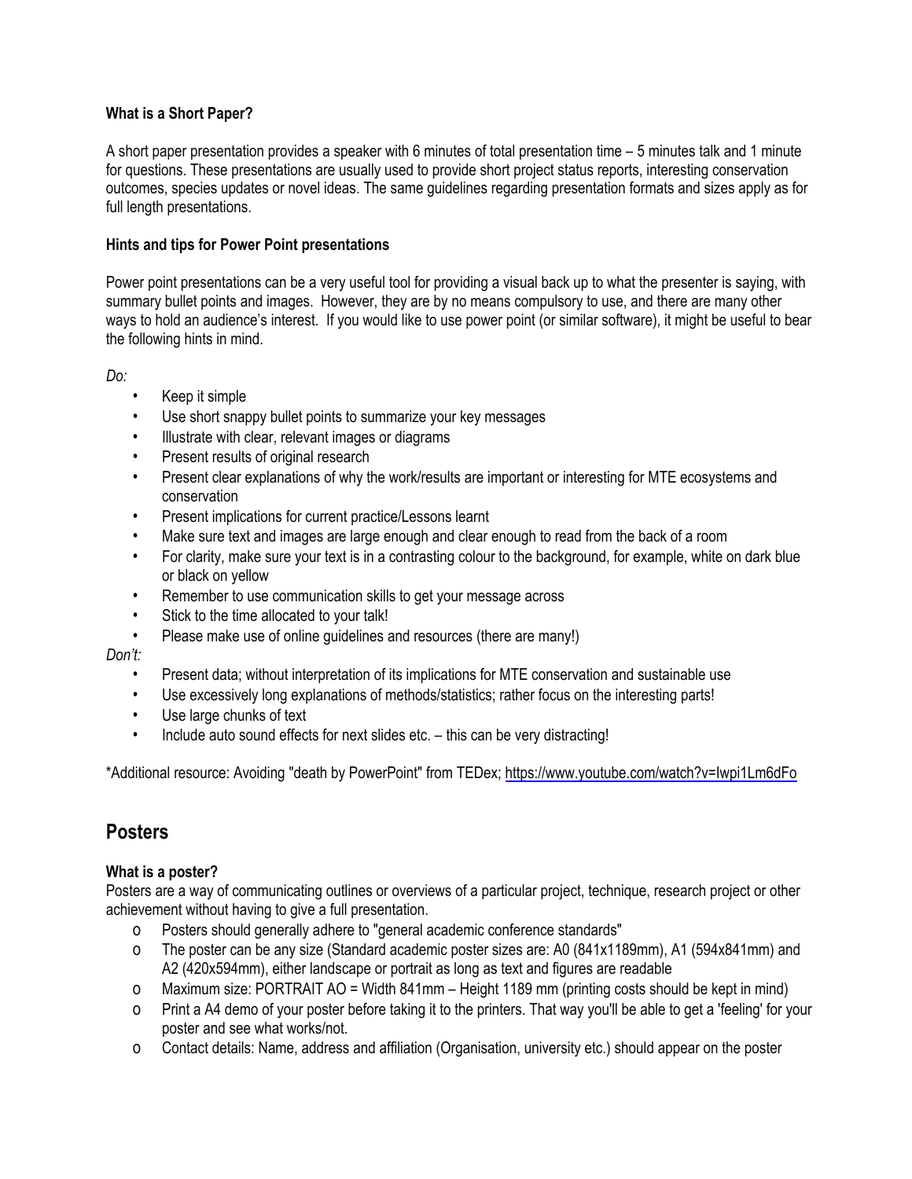**What is a Short Paper?**

A short paper presentation provides a speaker with 6 minutes of total presentation time – 5 minutes talk and 1 minute for questions. These presentations are usually used to provide short project status reports, interesting conservation outcomes, species updates or novel ideas. The same guidelines regarding presentation formats and sizes apply as for full length presentations.

**Hints and tips for Power Point presentations**

Power point presentations can be a very useful tool for providing a visual back up to what the presenter is saying, with summary bullet points and images. However, they are by no means compulsory to use, and there are many other ways to hold an audience's interest. If you would like to use power point (or similar software), it might be useful to bear the following hints in mind.

*Do:*

- Keep it simple
- Use short snappy bullet points to summarize your key messages
- Illustrate with clear, relevant images or diagrams
- Present results of original research
- Present clear explanations of why the work/results are important or interesting for MTE ecosystems and conservation
- Present implications for current practice/Lessons learnt
- Make sure text and images are large enough and clear enough to read from the back of a room
- For clarity, make sure your text is in a contrasting colour to the background, for example, white on dark blue or black on yellow
- Remember to use communication skills to get your message across
- Stick to the time allocated to your talk!
- Please make use of online guidelines and resources (there are many!)

*Don't:*

- Present data; without interpretation of its implications for MTE conservation and sustainable use
- Use excessively long explanations of methods/statistics; rather focus on the interesting parts!
- Use large chunks of text
- Include auto sound effects for next slides etc. – this can be very distracting!

*Additional resource: Avoiding "death by PowerPoint" from TEDex; https://www.youtube.com/watch?v=Iwpi1Lm6dFo

## Posters

**What is a poster?**

Posters are a way of communicating outlines or overviews of a particular project, technique, research project or other achievement without having to give a full presentation.

- Posters should generally adhere to "general academic conference standards"
- The poster can be any size (Standard academic poster sizes are: A0 (841x1189mm), A1 (594x841mm) and A2 (420x594mm), either landscape or portrait as long as text and figures are readable
- Maximum size: PORTRAIT AO = Width 841mm – Height 1189 mm (printing costs should be kept in mind)
- Print a A4 demo of your poster before taking it to the printers. That way you'll be able to get a 'feeling' for your poster and see what works/not.
- Contact details: Name, address and affiliation (Organisation, university etc.) should appear on the poster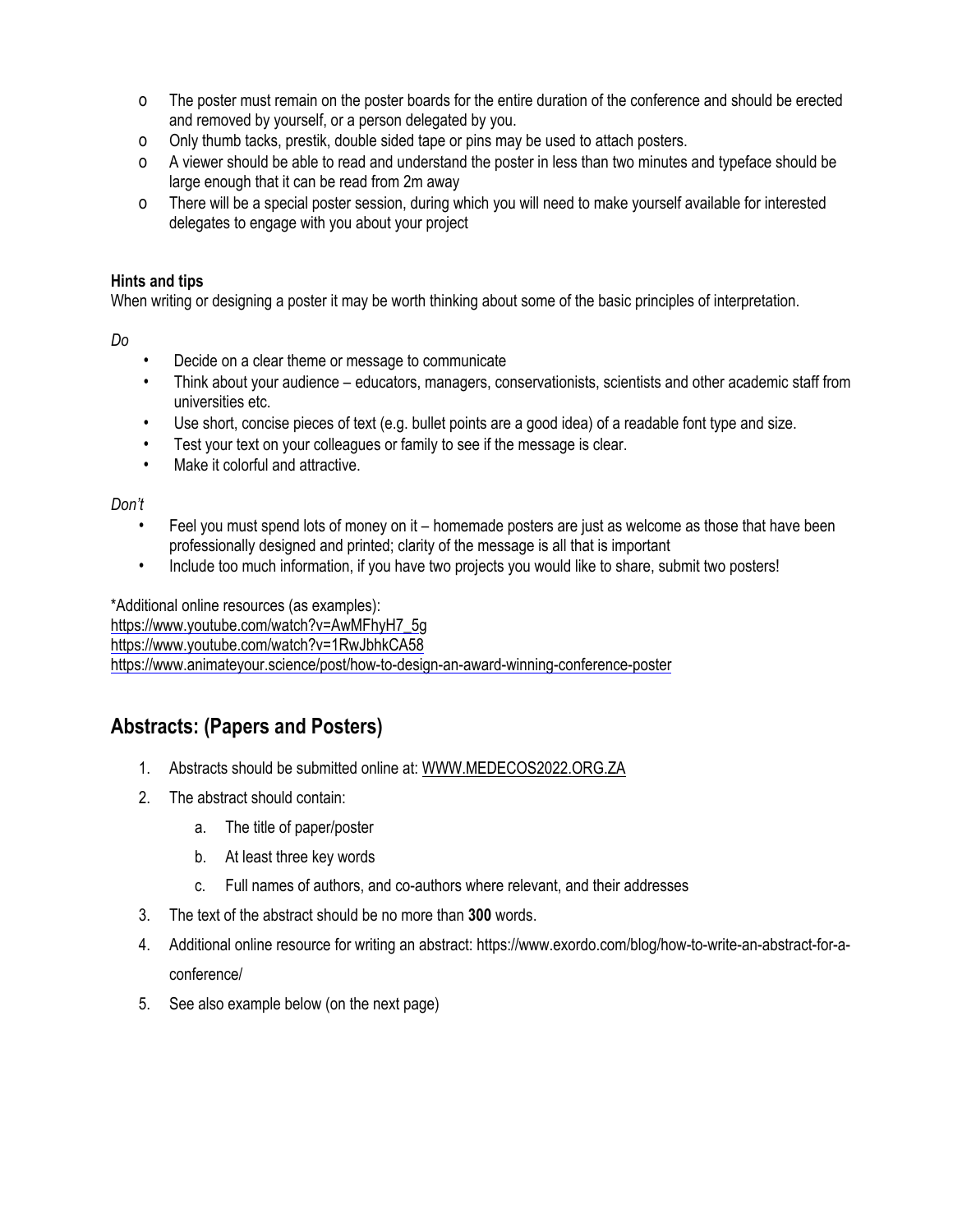- The poster must remain on the poster boards for the entire duration of the conference and should be erected and removed by yourself, or a person delegated by you.
- Only thumb tacks, prestik, double sided tape or pins may be used to attach posters.
- A viewer should be able to read and understand the poster in less than two minutes and typeface should be large enough that it can be read from 2m away
- There will be a special poster session, during which you will need to make yourself available for interested delegates to engage with you about your project

**Hints and tips**
When writing or designing a poster it may be worth thinking about some of the basic principles of interpretation.

*Do*

- Decide on a clear theme or message to communicate
- Think about your audience – educators, managers, conservationists, scientists and other academic staff from universities etc.
- Use short, concise pieces of text (e.g. bullet points are a good idea) of a readable font type and size.
- Test your text on your colleagues or family to see if the message is clear.
- Make it colorful and attractive.

*Don't*

- Feel you must spend lots of money on it – homemade posters are just as welcome as those that have been professionally designed and printed; clarity of the message is all that is important
- Include too much information, if you have two projects you would like to share, submit two posters!

*Additional online resources (as examples):
https://www.youtube.com/watch?v=AwMFhyH7_5g
https://www.youtube.com/watch?v=1RwJbhkCA58
https://www.animateyour.science/post/how-to-design-an-award-winning-conference-poster

## Abstracts: (Papers and Posters)

1. Abstracts should be submitted online at: WWW.MEDECOS2022.ORG.ZA
2. The abstract should contain:
   a. The title of paper/poster
   b. At least three key words
   c. Full names of authors, and co-authors where relevant, and their addresses
3. The text of the abstract should be no more than **300** words.
4. Additional online resource for writing an abstract: https://www.exordo.com/blog/how-to-write-an-abstract-for-a-conference/
5. See also example below (on the next page)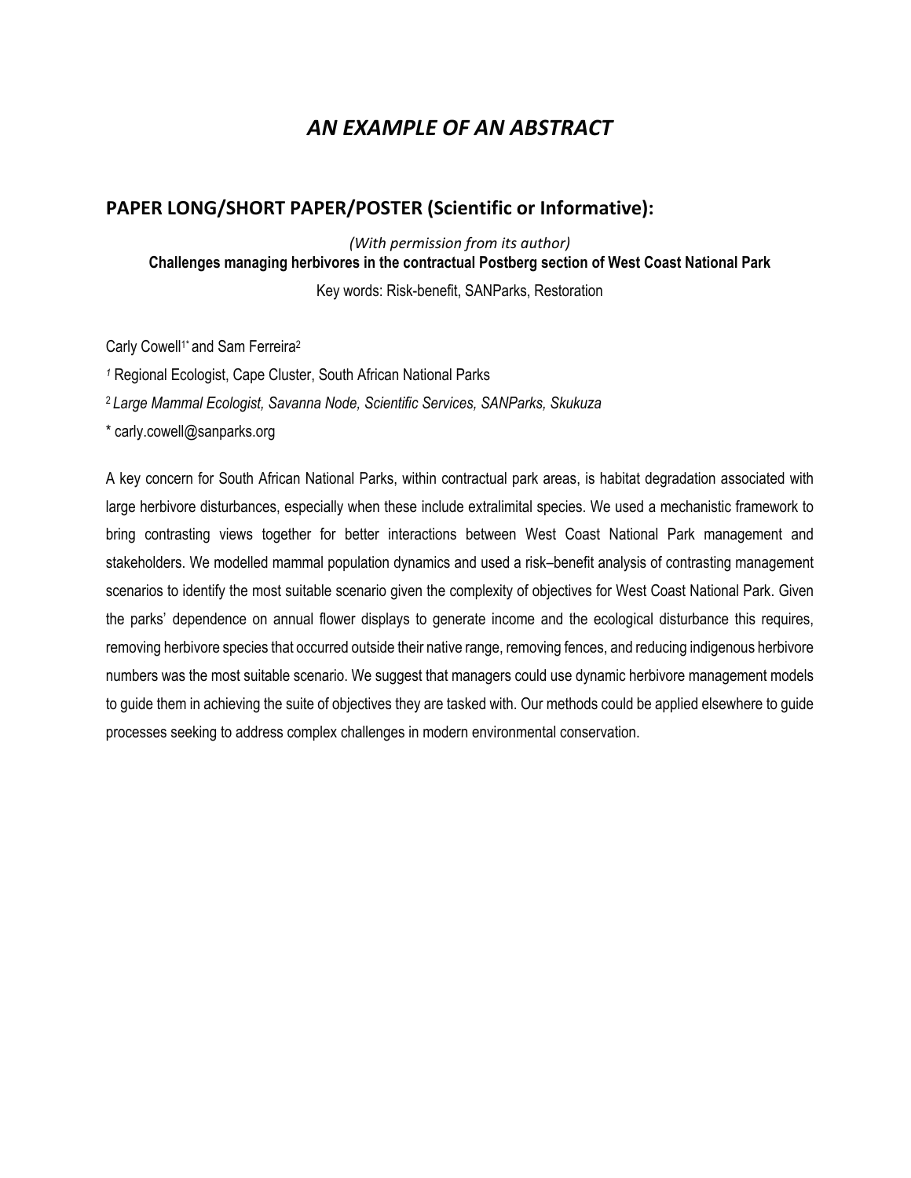# *AN EXAMPLE OF AN ABSTRACT*

## PAPER LONG/SHORT PAPER/POSTER (Scientific or Informative):

*(With permission from its author)*

**Challenges managing herbivores in the contractual Postberg section of West Coast National Park**

Key words: Risk-benefit, SANParks, Restoration

Carly Cowell[1*] and Sam Ferreira[2]

[1] Regional Ecologist, Cape Cluster, South African National Parks

[2] *Large Mammal Ecologist, Savanna Node, Scientific Services, SANParks, Skukuza*

* carly.cowell@sanparks.org

A key concern for South African National Parks, within contractual park areas, is habitat degradation associated with large herbivore disturbances, especially when these include extralimital species. We used a mechanistic framework to bring contrasting views together for better interactions between West Coast National Park management and stakeholders. We modelled mammal population dynamics and used a risk–benefit analysis of contrasting management scenarios to identify the most suitable scenario given the complexity of objectives for West Coast National Park. Given the parks' dependence on annual flower displays to generate income and the ecological disturbance this requires, removing herbivore species that occurred outside their native range, removing fences, and reducing indigenous herbivore numbers was the most suitable scenario. We suggest that managers could use dynamic herbivore management models to guide them in achieving the suite of objectives they are tasked with. Our methods could be applied elsewhere to guide processes seeking to address complex challenges in modern environmental conservation.